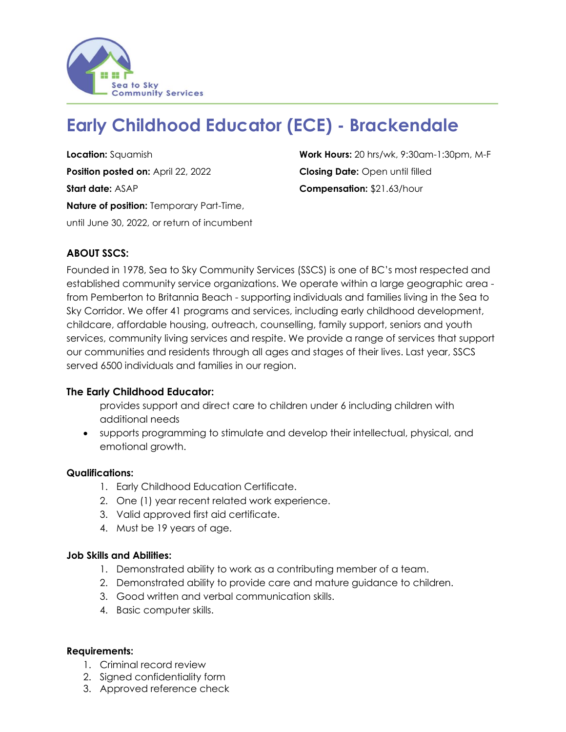Sea to Sky Community Services

# Early Childhood Educator (ECE) - Brackendale

**Location:** Squamish

**Position posted on:** April 22, 2022

**Start date:** ASAP

**Nature of position:** Temporary Part-Time, until June 30, 2022, or return of incumbent

**Work Hours:** 20 hrs/wk, 9:30am-1:30pm, M-F

**Closing Date:** Open until filled

**Compensation:** $21.63/hour

**ABOUT SSCS:**

Founded in 1978, Sea to Sky Community Services (SSCS) is one of BC's most respected and established community service organizations. We operate within a large geographic area - from Pemberton to Britannia Beach - supporting individuals and families living in the Sea to Sky Corridor. We offer 41 programs and services, including early childhood development, childcare, affordable housing, outreach, counselling, family support, seniors and youth services, community living services and respite. We provide a range of services that support our communities and residents through all ages and stages of their lives. Last year, SSCS served 6500 individuals and families in our region.

**The Early Childhood Educator:**

provides support and direct care to children under 6 including children with additional needs

- supports programming to stimulate and develop their intellectual, physical, and emotional growth.

**Qualifications:**

1. Early Childhood Education Certificate.
2. One (1) year recent related work experience.
3. Valid approved first aid certificate.
4. Must be 19 years of age.

**Job Skills and Abilities:**

1. Demonstrated ability to work as a contributing member of a team.
2. Demonstrated ability to provide care and mature guidance to children.
3. Good written and verbal communication skills.
4. Basic computer skills.

**Requirements:**

1. Criminal record review
2. Signed confidentiality form
3. Approved reference check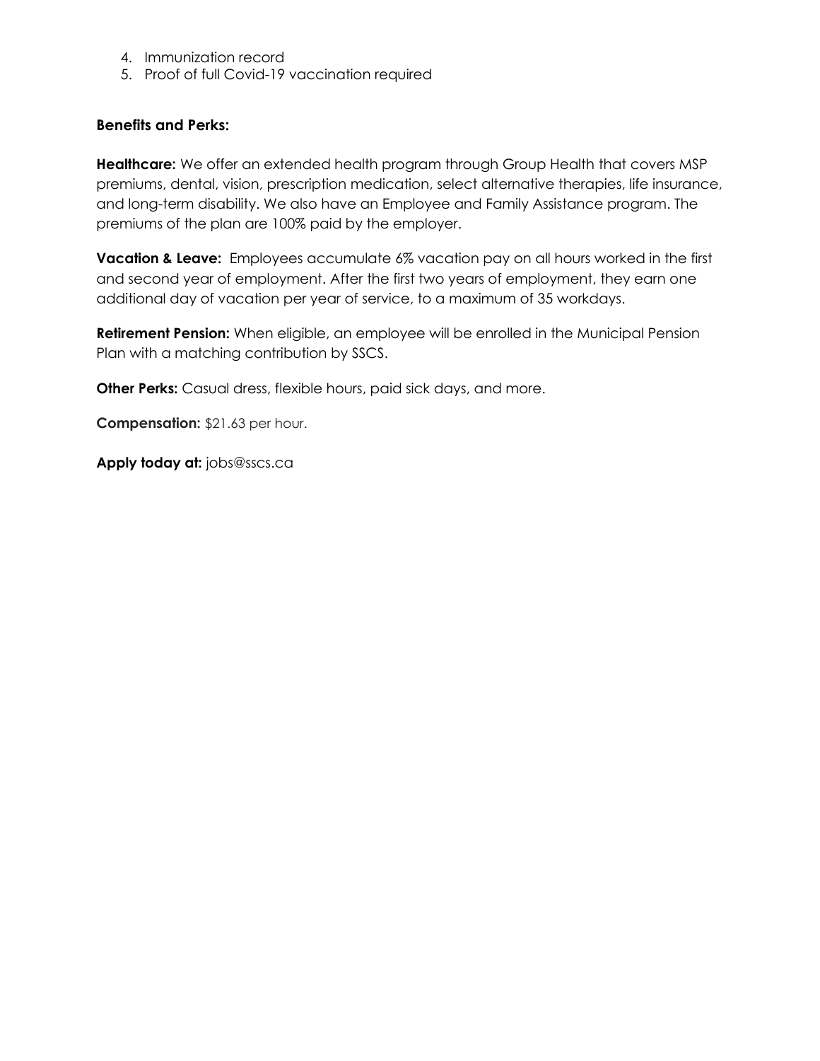4. Immunization record
5. Proof of full Covid-19 vaccination required

**Benefits and Perks:**

**Healthcare:** We offer an extended health program through Group Health that covers MSP premiums, dental, vision, prescription medication, select alternative therapies, life insurance, and long-term disability. We also have an Employee and Family Assistance program. The premiums of the plan are 100% paid by the employer.

**Vacation & Leave:** Employees accumulate 6% vacation pay on all hours worked in the first and second year of employment. After the first two years of employment, they earn one additional day of vacation per year of service, to a maximum of 35 workdays.

**Retirement Pension:** When eligible, an employee will be enrolled in the Municipal Pension Plan with a matching contribution by SSCS.

**Other Perks:** Casual dress, flexible hours, paid sick days, and more.

**Compensation:** $21.63 per hour.

**Apply today at:** jobs@sscs.ca